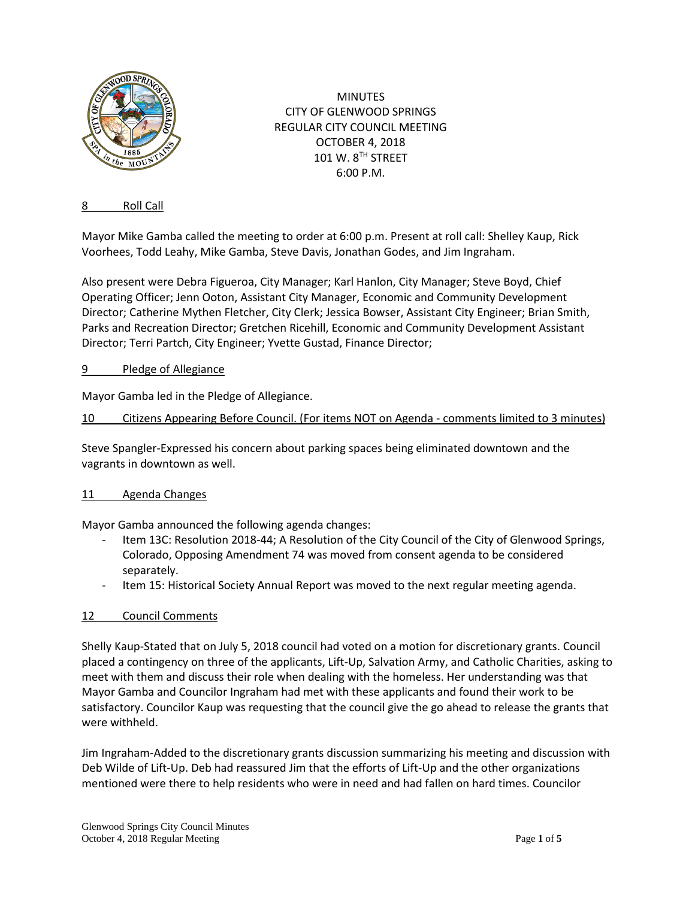MINUTES
CITY OF GLENWOOD SPRINGS
REGULAR CITY COUNCIL MEETING
OCTOBER 4, 2018
101 W. 8TH STREET
6:00 P.M.

## 8 Roll Call

Mayor Mike Gamba called the meeting to order at 6:00 p.m. Present at roll call: Shelley Kaup, Rick Voorhees, Todd Leahy, Mike Gamba, Steve Davis, Jonathan Godes, and Jim Ingraham.

Also present were Debra Figueroa, City Manager; Karl Hanlon, City Manager; Steve Boyd, Chief Operating Officer; Jenn Ooton, Assistant City Manager, Economic and Community Development Director; Catherine Mythen Fletcher, City Clerk; Jessica Bowser, Assistant City Engineer; Brian Smith, Parks and Recreation Director; Gretchen Ricehill, Economic and Community Development Assistant Director; Terri Partch, City Engineer; Yvette Gustad, Finance Director;

## 9 Pledge of Allegiance

Mayor Gamba led in the Pledge of Allegiance.

## 10 Citizens Appearing Before Council. (For items NOT on Agenda - comments limited to 3 minutes)

Steve Spangler-Expressed his concern about parking spaces being eliminated downtown and the vagrants in downtown as well.

## 11 Agenda Changes

Mayor Gamba announced the following agenda changes:

- Item 13C: Resolution 2018-44; A Resolution of the City Council of the City of Glenwood Springs, Colorado, Opposing Amendment 74 was moved from consent agenda to be considered separately.
- Item 15: Historical Society Annual Report was moved to the next regular meeting agenda.

## 12 Council Comments

Shelly Kaup-Stated that on July 5, 2018 council had voted on a motion for discretionary grants. Council placed a contingency on three of the applicants, Lift-Up, Salvation Army, and Catholic Charities, asking to meet with them and discuss their role when dealing with the homeless. Her understanding was that Mayor Gamba and Councilor Ingraham had met with these applicants and found their work to be satisfactory. Councilor Kaup was requesting that the council give the go ahead to release the grants that were withheld.

Jim Ingraham-Added to the discretionary grants discussion summarizing his meeting and discussion with Deb Wilde of Lift-Up. Deb had reassured Jim that the efforts of Lift-Up and the other organizations mentioned were there to help residents who were in need and had fallen on hard times. Councilor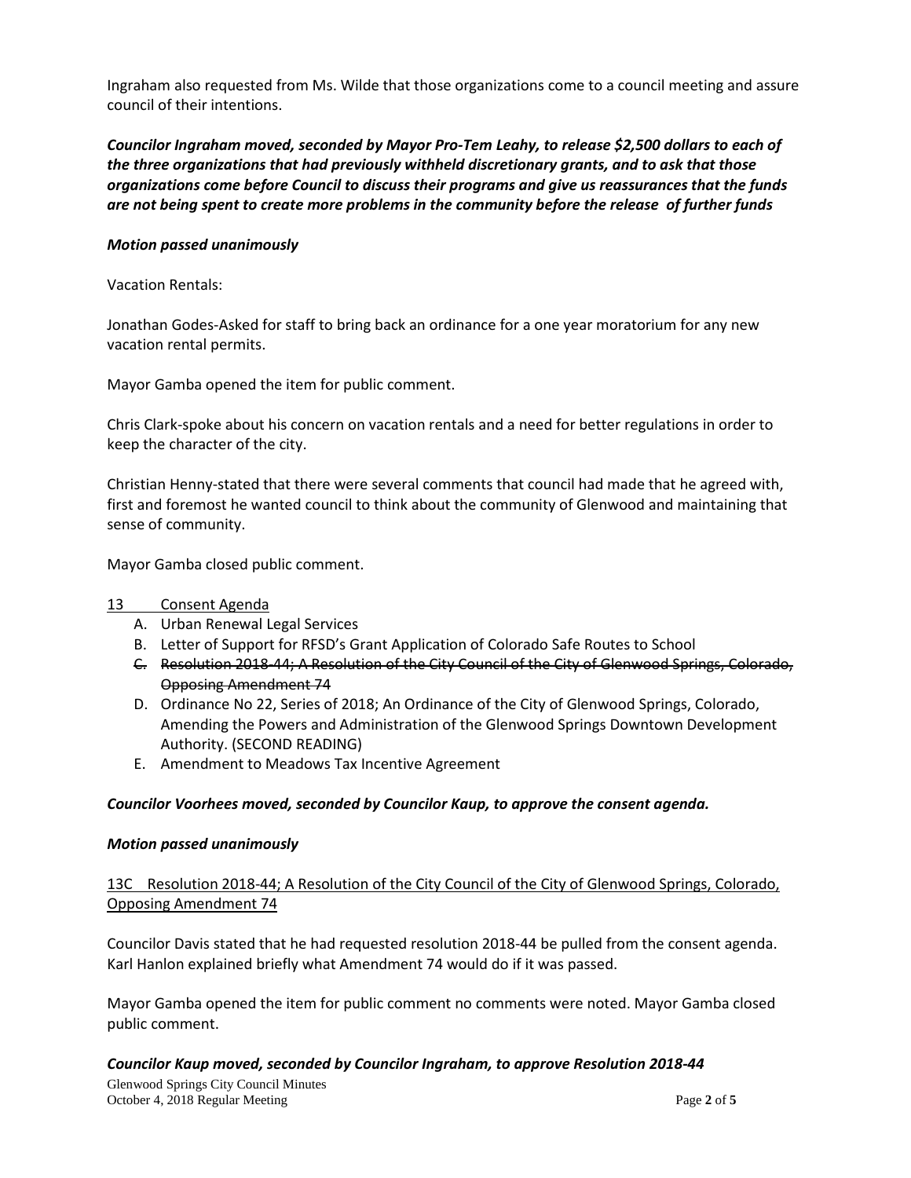Ingraham also requested from Ms. Wilde that those organizations come to a council meeting and assure council of their intentions.

***Councilor Ingraham moved, seconded by Mayor Pro-Tem Leahy, to release $2,500 dollars to each of the three organizations that had previously withheld discretionary grants, and to ask that those organizations come before Council to discuss their programs and give us reassurances that the funds are not being spent to create more problems in the community before the release of further funds***

***Motion passed unanimously***

Vacation Rentals:

Jonathan Godes-Asked for staff to bring back an ordinance for a one year moratorium for any new vacation rental permits.

Mayor Gamba opened the item for public comment.

Chris Clark-spoke about his concern on vacation rentals and a need for better regulations in order to keep the character of the city.

Christian Henny-stated that there were several comments that council had made that he agreed with, first and foremost he wanted council to think about the community of Glenwood and maintaining that sense of community.

Mayor Gamba closed public comment.

<u>13 Consent Agenda</u>

A. Urban Renewal Legal Services
B. Letter of Support for RFSD's Grant Application of Colorado Safe Routes to School
C. ~~Resolution 2018-44; A Resolution of the City Council of the City of Glenwood Springs, Colorado, Opposing Amendment 74~~
D. Ordinance No 22, Series of 2018; An Ordinance of the City of Glenwood Springs, Colorado, Amending the Powers and Administration of the Glenwood Springs Downtown Development Authority. (SECOND READING)
E. Amendment to Meadows Tax Incentive Agreement

***Councilor Voorhees moved, seconded by Councilor Kaup, to approve the consent agenda.***

***Motion passed unanimously***

<u>13C Resolution 2018-44; A Resolution of the City Council of the City of Glenwood Springs, Colorado, Opposing Amendment 74</u>

Councilor Davis stated that he had requested resolution 2018-44 be pulled from the consent agenda. Karl Hanlon explained briefly what Amendment 74 would do if it was passed.

Mayor Gamba opened the item for public comment no comments were noted. Mayor Gamba closed public comment.

***Councilor Kaup moved, seconded by Councilor Ingraham, to approve Resolution 2018-44***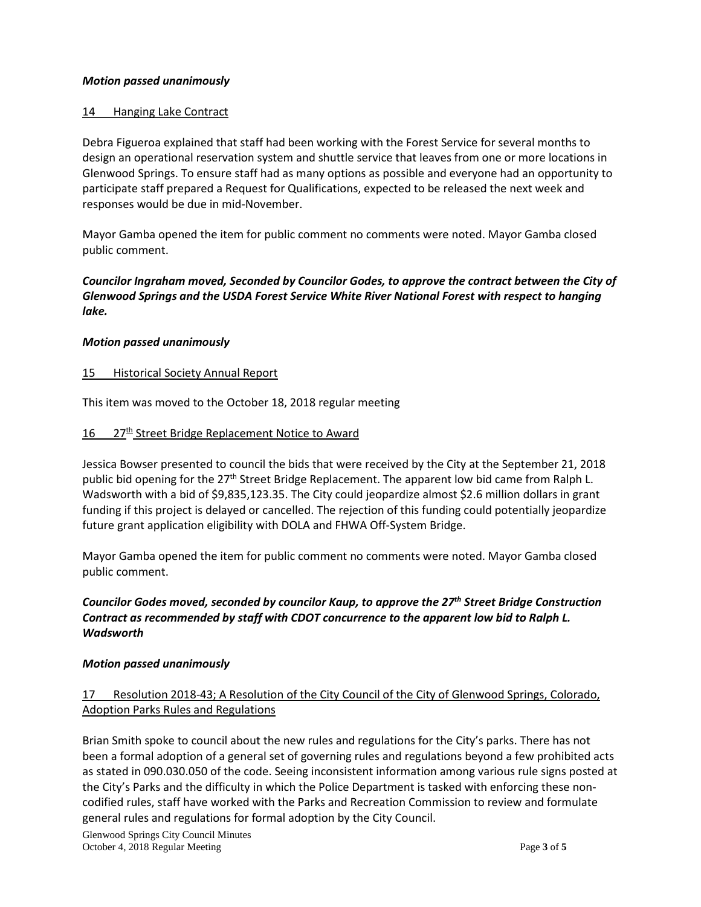***Motion passed unanimously***

<u>14 Hanging Lake Contract</u>

Debra Figueroa explained that staff had been working with the Forest Service for several months to design an operational reservation system and shuttle service that leaves from one or more locations in Glenwood Springs. To ensure staff had as many options as possible and everyone had an opportunity to participate staff prepared a Request for Qualifications, expected to be released the next week and responses would be due in mid-November.

Mayor Gamba opened the item for public comment no comments were noted. Mayor Gamba closed public comment.

***Councilor Ingraham moved, Seconded by Councilor Godes, to approve the contract between the City of Glenwood Springs and the USDA Forest Service White River National Forest with respect to hanging lake.***

***Motion passed unanimously***

<u>15 Historical Society Annual Report</u>

This item was moved to the October 18, 2018 regular meeting

<u>16 27th Street Bridge Replacement Notice to Award</u>

Jessica Bowser presented to council the bids that were received by the City at the September 21, 2018 public bid opening for the 27th Street Bridge Replacement. The apparent low bid came from Ralph L. Wadsworth with a bid of $9,835,123.35. The City could jeopardize almost $2.6 million dollars in grant funding if this project is delayed or cancelled. The rejection of this funding could potentially jeopardize future grant application eligibility with DOLA and FHWA Off-System Bridge.

Mayor Gamba opened the item for public comment no comments were noted. Mayor Gamba closed public comment.

***Councilor Godes moved, seconded by councilor Kaup, to approve the 27th Street Bridge Construction Contract as recommended by staff with CDOT concurrence to the apparent low bid to Ralph L. Wadsworth***

***Motion passed unanimously***

<u>17 Resolution 2018-43; A Resolution of the City Council of the City of Glenwood Springs, Colorado, Adoption Parks Rules and Regulations</u>

Brian Smith spoke to council about the new rules and regulations for the City's parks. There has not been a formal adoption of a general set of governing rules and regulations beyond a few prohibited acts as stated in 090.030.050 of the code. Seeing inconsistent information among various rule signs posted at the City's Parks and the difficulty in which the Police Department is tasked with enforcing these non-codified rules, staff have worked with the Parks and Recreation Commission to review and formulate general rules and regulations for formal adoption by the City Council.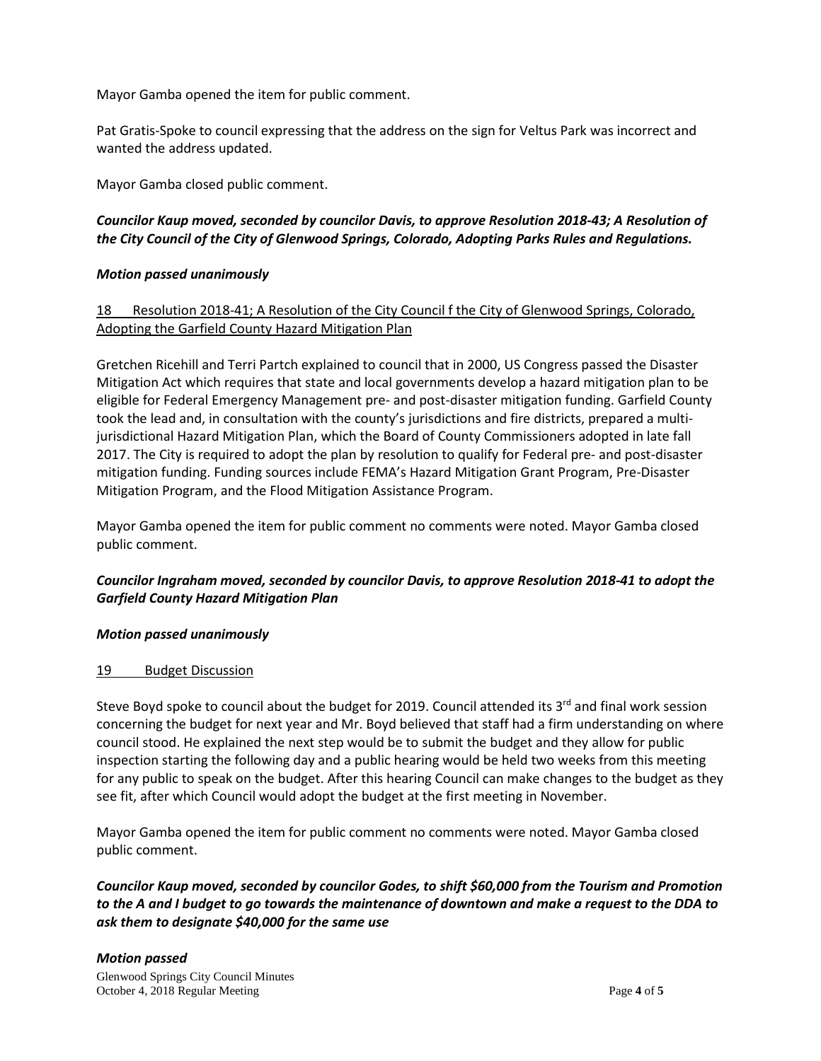Mayor Gamba opened the item for public comment.

Pat Gratis-Spoke to council expressing that the address on the sign for Veltus Park was incorrect and wanted the address updated.

Mayor Gamba closed public comment.

***Councilor Kaup moved, seconded by councilor Davis, to approve Resolution 2018-43; A Resolution of the City Council of the City of Glenwood Springs, Colorado, Adopting Parks Rules and Regulations.***

***Motion passed unanimously***

18 Resolution 2018-41; A Resolution of the City Council f the City of Glenwood Springs, Colorado, Adopting the Garfield County Hazard Mitigation Plan

Gretchen Ricehill and Terri Partch explained to council that in 2000, US Congress passed the Disaster Mitigation Act which requires that state and local governments develop a hazard mitigation plan to be eligible for Federal Emergency Management pre- and post-disaster mitigation funding. Garfield County took the lead and, in consultation with the county's jurisdictions and fire districts, prepared a multi-jurisdictional Hazard Mitigation Plan, which the Board of County Commissioners adopted in late fall 2017. The City is required to adopt the plan by resolution to qualify for Federal pre- and post-disaster mitigation funding. Funding sources include FEMA's Hazard Mitigation Grant Program, Pre-Disaster Mitigation Program, and the Flood Mitigation Assistance Program.

Mayor Gamba opened the item for public comment no comments were noted. Mayor Gamba closed public comment.

***Councilor Ingraham moved, seconded by councilor Davis, to approve Resolution 2018-41 to adopt the Garfield County Hazard Mitigation Plan***

***Motion passed unanimously***

19 Budget Discussion

Steve Boyd spoke to council about the budget for 2019. Council attended its 3rd and final work session concerning the budget for next year and Mr. Boyd believed that staff had a firm understanding on where council stood. He explained the next step would be to submit the budget and they allow for public inspection starting the following day and a public hearing would be held two weeks from this meeting for any public to speak on the budget. After this hearing Council can make changes to the budget as they see fit, after which Council would adopt the budget at the first meeting in November.

Mayor Gamba opened the item for public comment no comments were noted. Mayor Gamba closed public comment.

***Councilor Kaup moved, seconded by councilor Godes, to shift $60,000 from the Tourism and Promotion to the A and I budget to go towards the maintenance of downtown and make a request to the DDA to ask them to designate $40,000 for the same use***

***Motion passed***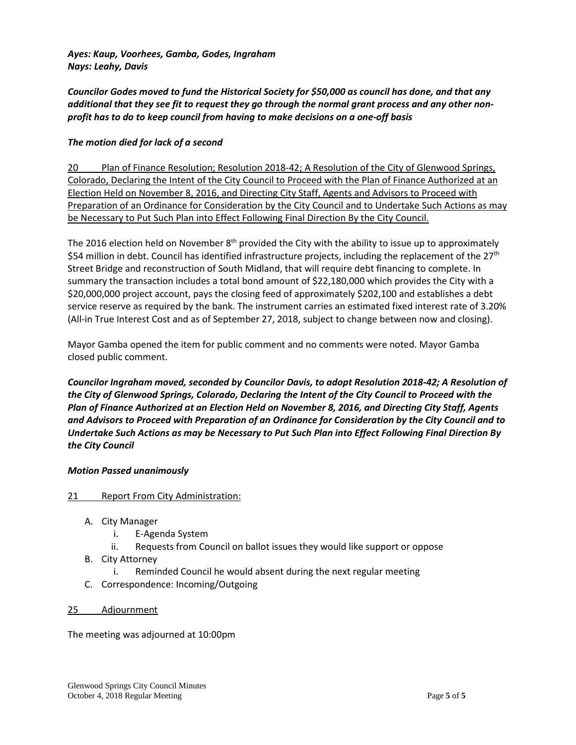***Ayes: Kaup, Voorhees, Gamba, Godes, Ingraham***
***Nays: Leahy, Davis***

***Councilor Godes moved to fund the Historical Society for $50,000 as council has done, and that any additional that they see fit to request they go through the normal grant process and any other non-profit has to do to keep council from having to make decisions on a one-off basis***

***The motion died for lack of a second***

<u>20 Plan of Finance Resolution; Resolution 2018-42; A Resolution of the City of Glenwood Springs, Colorado, Declaring the Intent of the City Council to Proceed with the Plan of Finance Authorized at an Election Held on November 8, 2016, and Directing City Staff, Agents and Advisors to Proceed with Preparation of an Ordinance for Consideration by the City Council and to Undertake Such Actions as may be Necessary to Put Such Plan into Effect Following Final Direction By the City Council.</u>

The 2016 election held on November 8th provided the City with the ability to issue up to approximately $54 million in debt. Council has identified infrastructure projects, including the replacement of the 27th Street Bridge and reconstruction of South Midland, that will require debt financing to complete. In summary the transaction includes a total bond amount of $22,180,000 which provides the City with a $20,000,000 project account, pays the closing feed of approximately $202,100 and establishes a debt service reserve as required by the bank. The instrument carries an estimated fixed interest rate of 3.20% (All-in True Interest Cost and as of September 27, 2018, subject to change between now and closing).

Mayor Gamba opened the item for public comment and no comments were noted. Mayor Gamba closed public comment.

***Councilor Ingraham moved, seconded by Councilor Davis, to adopt Resolution 2018-42; A Resolution of the City of Glenwood Springs, Colorado, Declaring the Intent of the City Council to Proceed with the Plan of Finance Authorized at an Election Held on November 8, 2016, and Directing City Staff, Agents and Advisors to Proceed with Preparation of an Ordinance for Consideration by the City Council and to Undertake Such Actions as may be Necessary to Put Such Plan into Effect Following Final Direction By the City Council***

***Motion Passed unanimously***

<u>21 Report From City Administration:</u>

- A. City Manager
  - i. E-Agenda System
  - ii. Requests from Council on ballot issues they would like support or oppose
- B. City Attorney
  - i. Reminded Council he would absent during the next regular meeting
- C. Correspondence: Incoming/Outgoing

<u>25 Adjournment</u>

The meeting was adjourned at 10:00pm